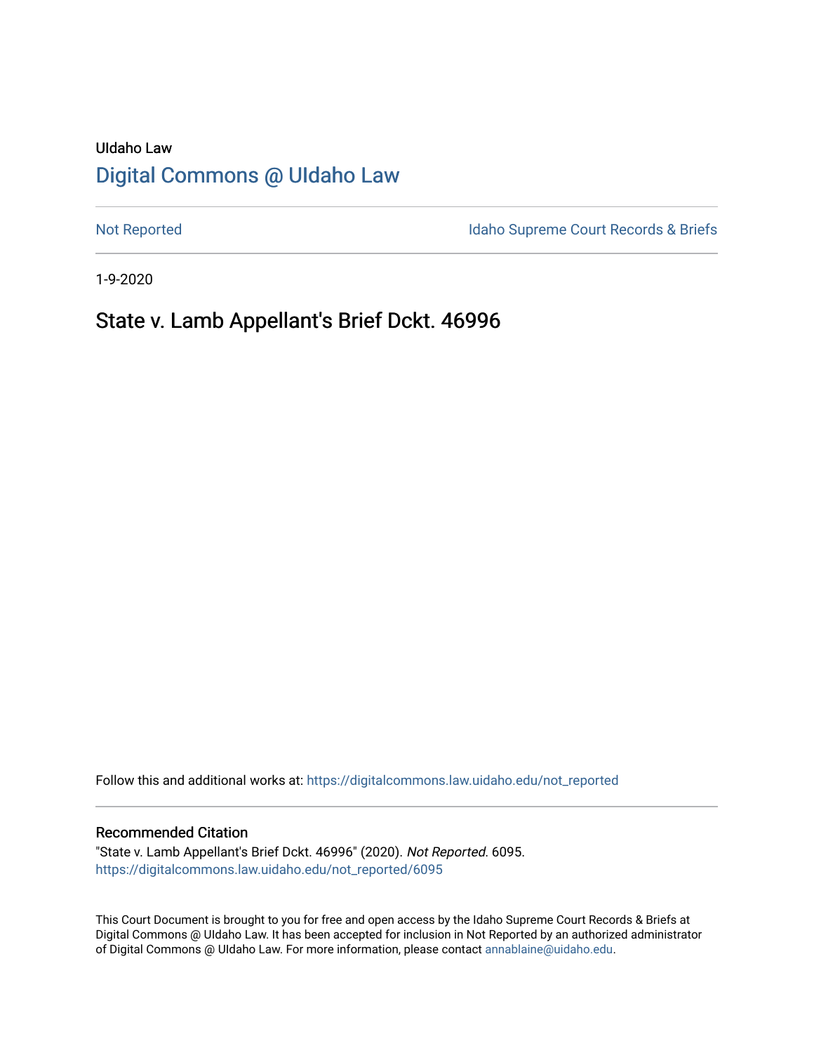UIdaho Law

# Digital Commons @ UIdaho Law

Not Reported

Idaho Supreme Court Records & Briefs

1-9-2020

## State v. Lamb Appellant's Brief Dckt. 46996

Follow this and additional works at: https://digitalcommons.law.uidaho.edu/not_reported

### Recommended Citation

"State v. Lamb Appellant's Brief Dckt. 46996" (2020). *Not Reported*. 6095.
https://digitalcommons.law.uidaho.edu/not_reported/6095

This Court Document is brought to you for free and open access by the Idaho Supreme Court Records & Briefs at Digital Commons @ UIdaho Law. It has been accepted for inclusion in Not Reported by an authorized administrator of Digital Commons @ UIdaho Law. For more information, please contact annablaine@uidaho.edu.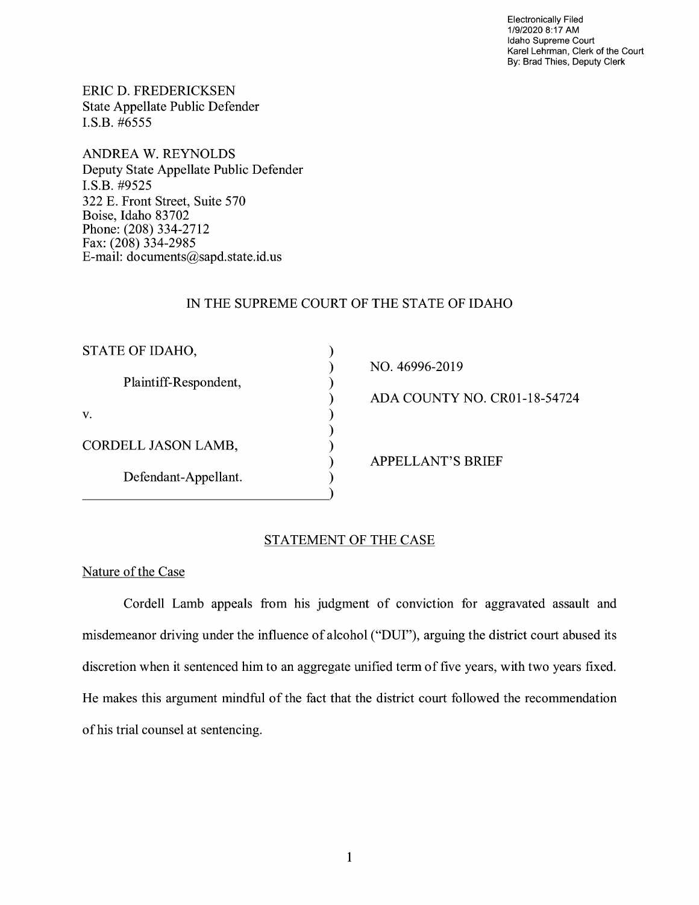Electronically Filed
1/9/2020 8:17 AM
Idaho Supreme Court
Karel Lehrman, Clerk of the Court
By: Brad Thies, Deputy Clerk

ERIC D. FREDERICKSEN
State Appellate Public Defender
I.S.B. #6555

ANDREA W. REYNOLDS
Deputy State Appellate Public Defender
I.S.B. #9525
322 E. Front Street, Suite 570
Boise, Idaho 83702
Phone: (208) 334-2712
Fax: (208) 334-2985
E-mail: documents@sapd.state.id.us

IN THE SUPREME COURT OF THE STATE OF IDAHO

| | |
|---|---|
| STATE OF IDAHO, | NO. 46996-2019 |
| Plaintiff-Respondent, | ADA COUNTY NO. CR01-18-54724 |
| v. | |
| CORDELL JASON LAMB, | APPELLANT'S BRIEF |
| Defendant-Appellant. | |

## STATEMENT OF THE CASE

### Nature of the Case

Cordell Lamb appeals from his judgment of conviction for aggravated assault and misdemeanor driving under the influence of alcohol ("DUI"), arguing the district court abused its discretion when it sentenced him to an aggregate unified term of five years, with two years fixed. He makes this argument mindful of the fact that the district court followed the recommendation of his trial counsel at sentencing.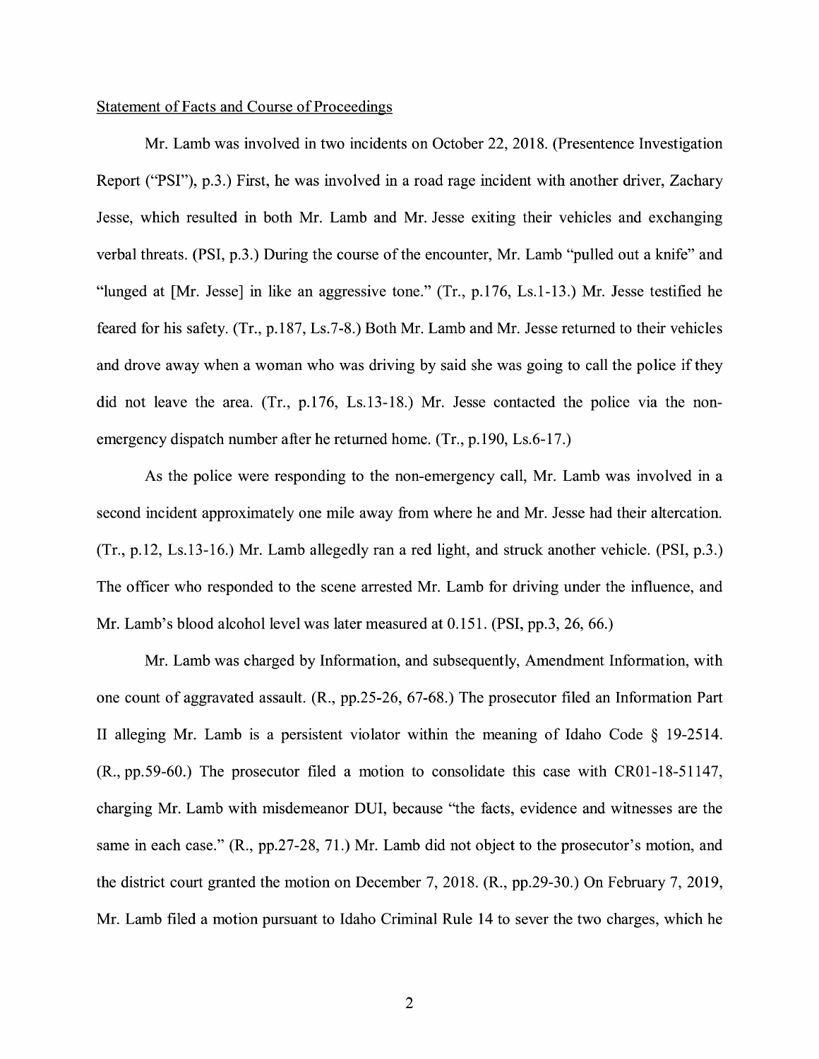Statement of Facts and Course of Proceedings

Mr. Lamb was involved in two incidents on October 22, 2018. (Presentence Investigation Report ("PSI"), p.3.) First, he was involved in a road rage incident with another driver, Zachary Jesse, which resulted in both Mr. Lamb and Mr. Jesse exiting their vehicles and exchanging verbal threats. (PSI, p.3.) During the course of the encounter, Mr. Lamb "pulled out a knife" and "lunged at [Mr. Jesse] in like an aggressive tone." (Tr., p.176, Ls.1-13.) Mr. Jesse testified he feared for his safety. (Tr., p.187, Ls.7-8.) Both Mr. Lamb and Mr. Jesse returned to their vehicles and drove away when a woman who was driving by said she was going to call the police if they did not leave the area. (Tr., p.176, Ls.13-18.) Mr. Jesse contacted the police via the non-emergency dispatch number after he returned home. (Tr., p.190, Ls.6-17.)

As the police were responding to the non-emergency call, Mr. Lamb was involved in a second incident approximately one mile away from where he and Mr. Jesse had their altercation. (Tr., p.12, Ls.13-16.) Mr. Lamb allegedly ran a red light, and struck another vehicle. (PSI, p.3.) The officer who responded to the scene arrested Mr. Lamb for driving under the influence, and Mr. Lamb's blood alcohol level was later measured at 0.151. (PSI, pp.3, 26, 66.)

Mr. Lamb was charged by Information, and subsequently, Amendment Information, with one count of aggravated assault. (R., pp.25-26, 67-68.) The prosecutor filed an Information Part II alleging Mr. Lamb is a persistent violator within the meaning of Idaho Code § 19-2514. (R., pp.59-60.) The prosecutor filed a motion to consolidate this case with CR01-18-51147, charging Mr. Lamb with misdemeanor DUI, because "the facts, evidence and witnesses are the same in each case." (R., pp.27-28, 71.) Mr. Lamb did not object to the prosecutor's motion, and the district court granted the motion on December 7, 2018. (R., pp.29-30.) On February 7, 2019, Mr. Lamb filed a motion pursuant to Idaho Criminal Rule 14 to sever the two charges, which he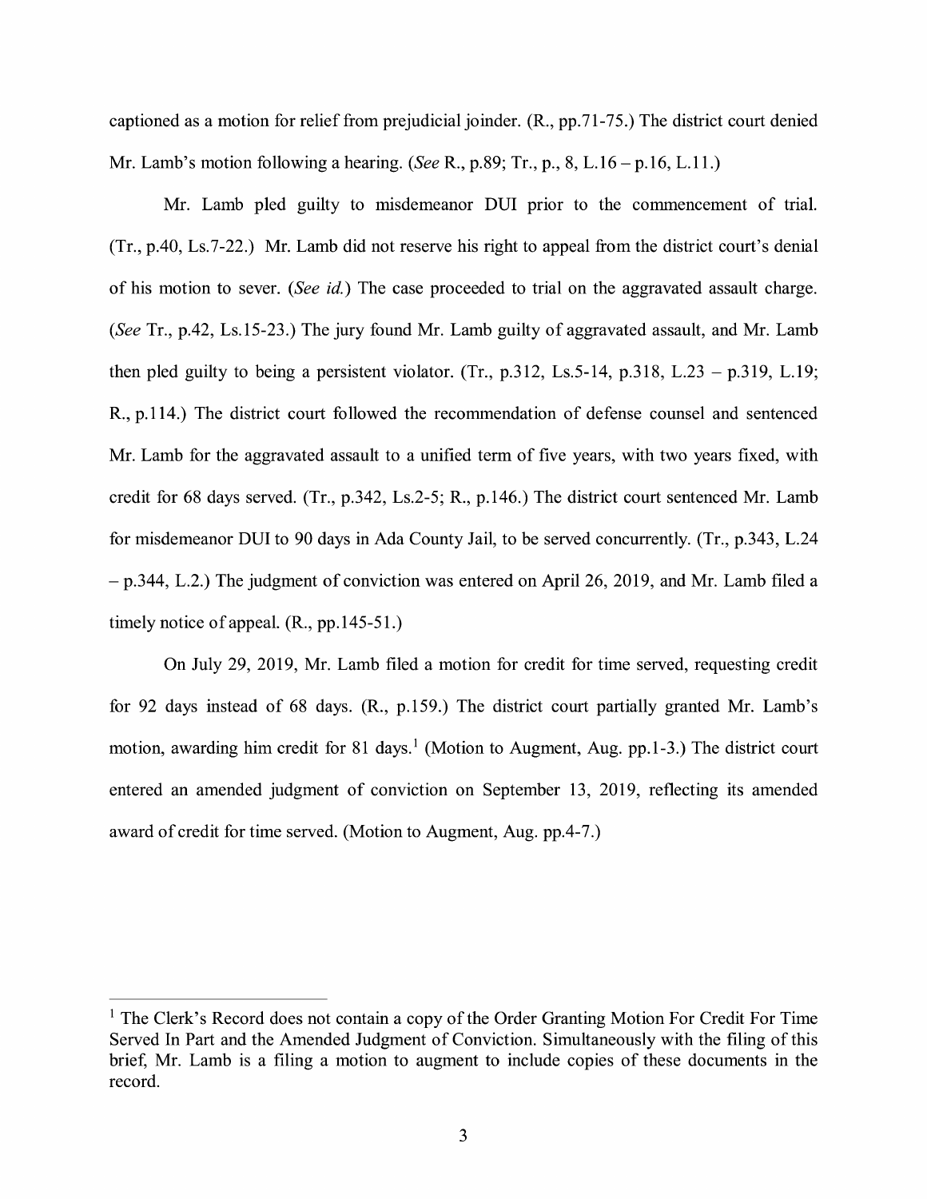captioned as a motion for relief from prejudicial joinder. (R., pp.71-75.) The district court denied Mr. Lamb's motion following a hearing. (*See* R., p.89; Tr., p., 8, L.16 – p.16, L.11.)

Mr. Lamb pled guilty to misdemeanor DUI prior to the commencement of trial. (Tr., p.40, Ls.7-22.) Mr. Lamb did not reserve his right to appeal from the district court's denial of his motion to sever. (*See id.*) The case proceeded to trial on the aggravated assault charge. (*See* Tr., p.42, Ls.15-23.) The jury found Mr. Lamb guilty of aggravated assault, and Mr. Lamb then pled guilty to being a persistent violator. (Tr., p.312, Ls.5-14, p.318, L.23 – p.319, L.19; R., p.114.) The district court followed the recommendation of defense counsel and sentenced Mr. Lamb for the aggravated assault to a unified term of five years, with two years fixed, with credit for 68 days served. (Tr., p.342, Ls.2-5; R., p.146.) The district court sentenced Mr. Lamb for misdemeanor DUI to 90 days in Ada County Jail, to be served concurrently. (Tr., p.343, L.24 – p.344, L.2.) The judgment of conviction was entered on April 26, 2019, and Mr. Lamb filed a timely notice of appeal. (R., pp.145-51.)

On July 29, 2019, Mr. Lamb filed a motion for credit for time served, requesting credit for 92 days instead of 68 days. (R., p.159.) The district court partially granted Mr. Lamb's motion, awarding him credit for 81 days.[1] (Motion to Augment, Aug. pp.1-3.) The district court entered an amended judgment of conviction on September 13, 2019, reflecting its amended award of credit for time served. (Motion to Augment, Aug. pp.4-7.)

---

[1] The Clerk's Record does not contain a copy of the Order Granting Motion For Credit For Time Served In Part and the Amended Judgment of Conviction. Simultaneously with the filing of this brief, Mr. Lamb is a filing a motion to augment to include copies of these documents in the record.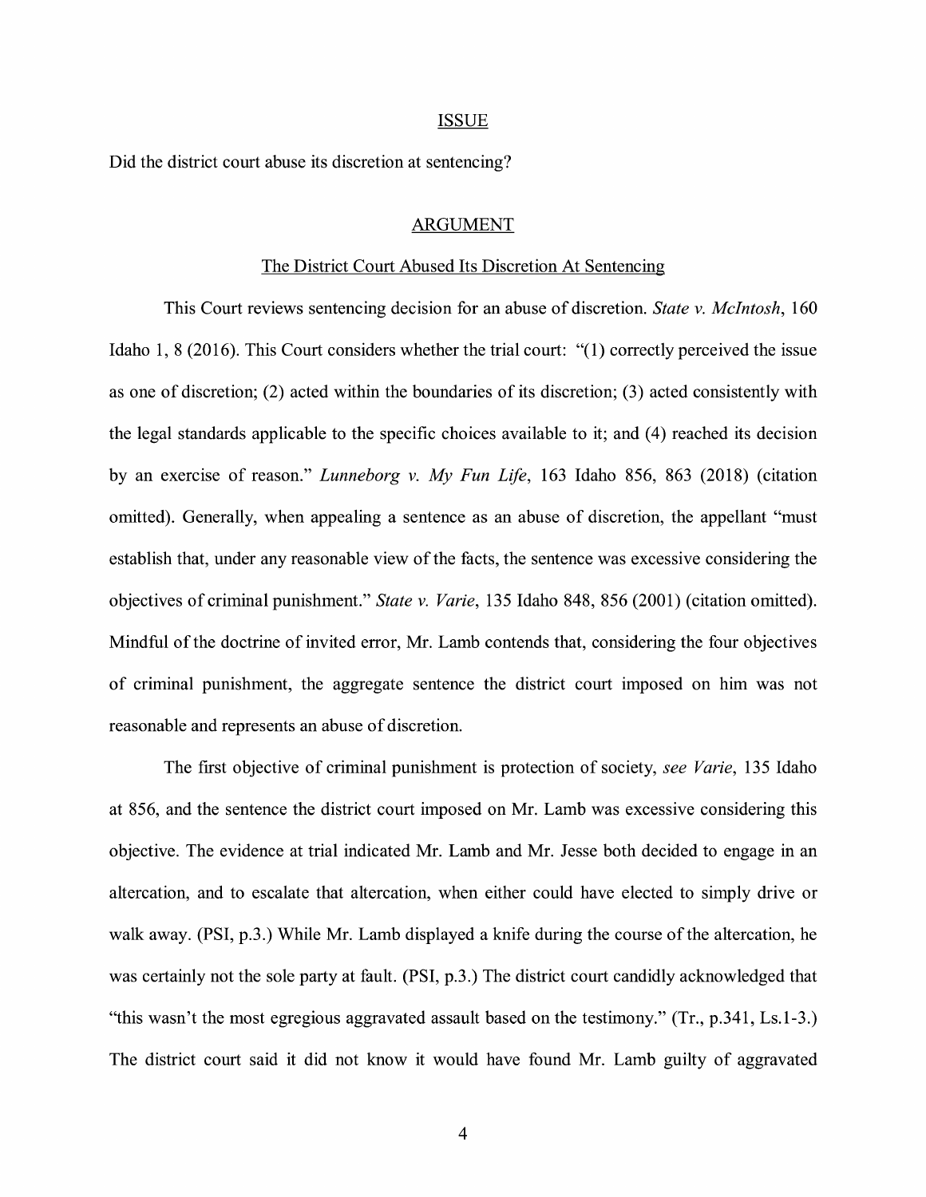## ISSUE

Did the district court abuse its discretion at sentencing?

## ARGUMENT

### The District Court Abused Its Discretion At Sentencing

This Court reviews sentencing decision for an abuse of discretion. *State v. McIntosh*, 160 Idaho 1, 8 (2016). This Court considers whether the trial court: "(1) correctly perceived the issue as one of discretion; (2) acted within the boundaries of its discretion; (3) acted consistently with the legal standards applicable to the specific choices available to it; and (4) reached its decision by an exercise of reason." *Lunneborg v. My Fun Life*, 163 Idaho 856, 863 (2018) (citation omitted). Generally, when appealing a sentence as an abuse of discretion, the appellant "must establish that, under any reasonable view of the facts, the sentence was excessive considering the objectives of criminal punishment." *State v. Varie*, 135 Idaho 848, 856 (2001) (citation omitted). Mindful of the doctrine of invited error, Mr. Lamb contends that, considering the four objectives of criminal punishment, the aggregate sentence the district court imposed on him was not reasonable and represents an abuse of discretion.

The first objective of criminal punishment is protection of society, *see Varie*, 135 Idaho at 856, and the sentence the district court imposed on Mr. Lamb was excessive considering this objective. The evidence at trial indicated Mr. Lamb and Mr. Jesse both decided to engage in an altercation, and to escalate that altercation, when either could have elected to simply drive or walk away. (PSI, p.3.) While Mr. Lamb displayed a knife during the course of the altercation, he was certainly not the sole party at fault. (PSI, p.3.) The district court candidly acknowledged that "this wasn't the most egregious aggravated assault based on the testimony." (Tr., p.341, Ls.1-3.) The district court said it did not know it would have found Mr. Lamb guilty of aggravated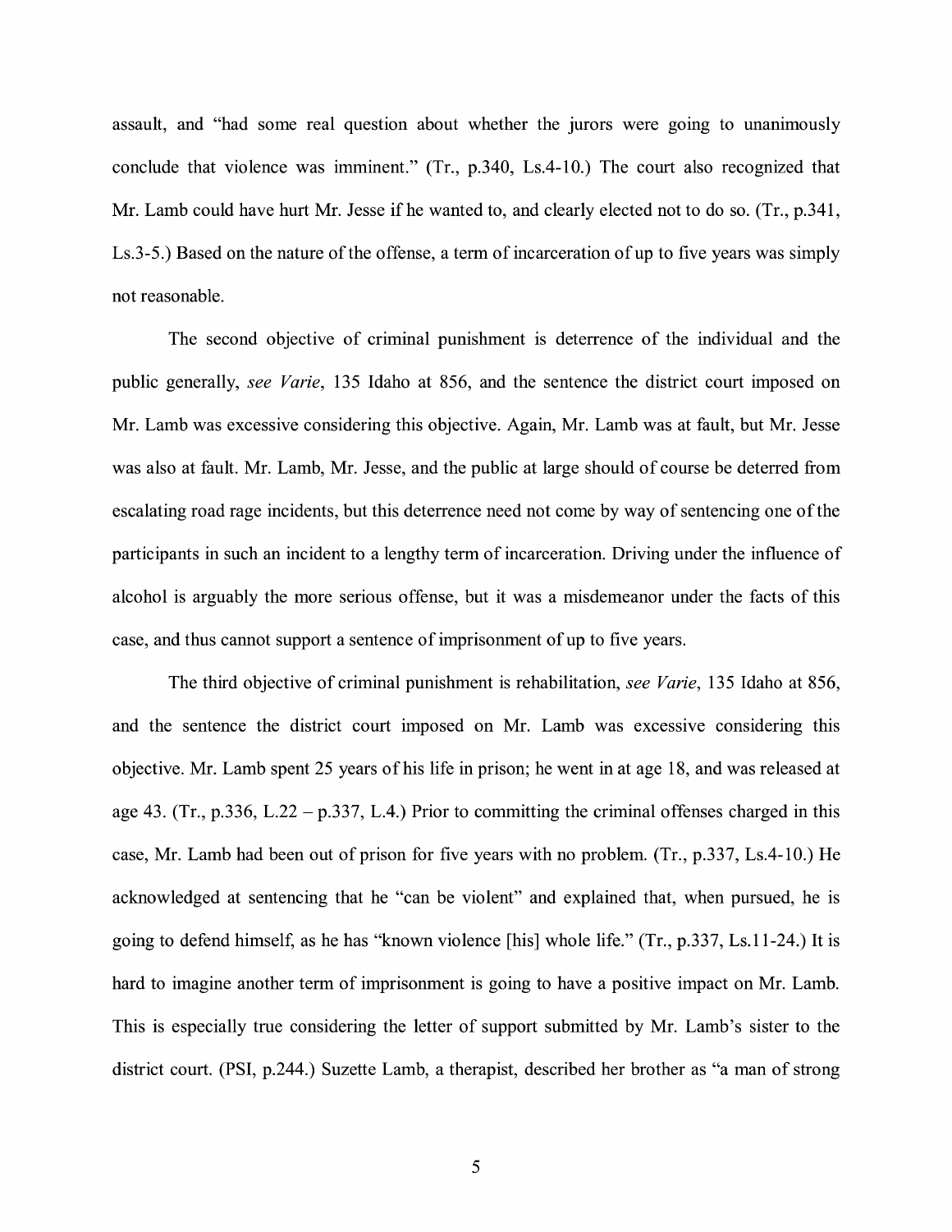assault, and "had some real question about whether the jurors were going to unanimously conclude that violence was imminent." (Tr., p.340, Ls.4-10.) The court also recognized that Mr. Lamb could have hurt Mr. Jesse if he wanted to, and clearly elected not to do so. (Tr., p.341, Ls.3-5.) Based on the nature of the offense, a term of incarceration of up to five years was simply not reasonable.

The second objective of criminal punishment is deterrence of the individual and the public generally, *see Varie*, 135 Idaho at 856, and the sentence the district court imposed on Mr. Lamb was excessive considering this objective. Again, Mr. Lamb was at fault, but Mr. Jesse was also at fault. Mr. Lamb, Mr. Jesse, and the public at large should of course be deterred from escalating road rage incidents, but this deterrence need not come by way of sentencing one of the participants in such an incident to a lengthy term of incarceration. Driving under the influence of alcohol is arguably the more serious offense, but it was a misdemeanor under the facts of this case, and thus cannot support a sentence of imprisonment of up to five years.

The third objective of criminal punishment is rehabilitation, *see Varie*, 135 Idaho at 856, and the sentence the district court imposed on Mr. Lamb was excessive considering this objective. Mr. Lamb spent 25 years of his life in prison; he went in at age 18, and was released at age 43. (Tr., p.336, L.22 – p.337, L.4.) Prior to committing the criminal offenses charged in this case, Mr. Lamb had been out of prison for five years with no problem. (Tr., p.337, Ls.4-10.) He acknowledged at sentencing that he "can be violent" and explained that, when pursued, he is going to defend himself, as he has "known violence [his] whole life." (Tr., p.337, Ls.11-24.) It is hard to imagine another term of imprisonment is going to have a positive impact on Mr. Lamb. This is especially true considering the letter of support submitted by Mr. Lamb's sister to the district court. (PSI, p.244.) Suzette Lamb, a therapist, described her brother as "a man of strong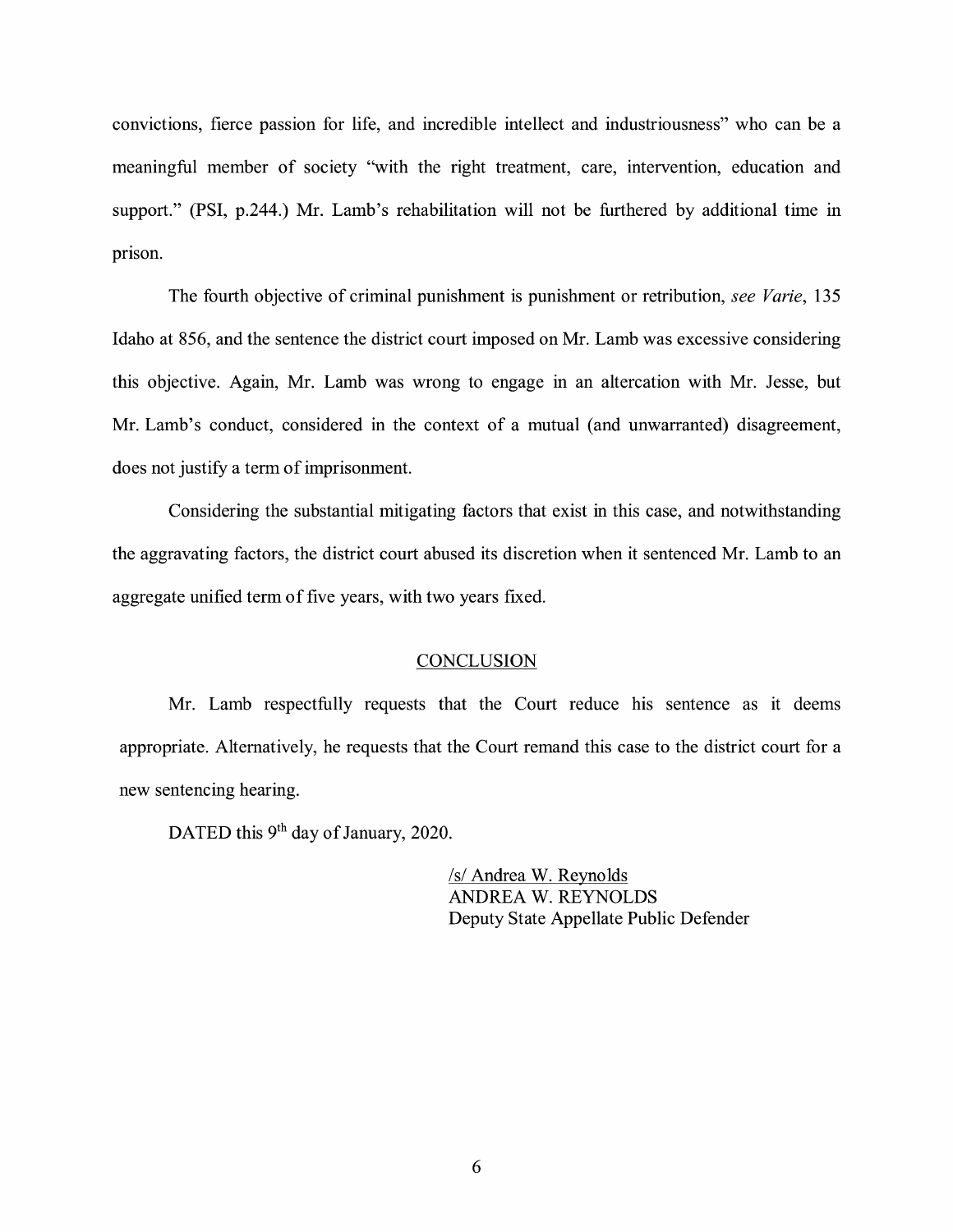convictions, fierce passion for life, and incredible intellect and industriousness" who can be a meaningful member of society "with the right treatment, care, intervention, education and support." (PSI, p.244.) Mr. Lamb's rehabilitation will not be furthered by additional time in prison.

The fourth objective of criminal punishment is punishment or retribution, *see Varie*, 135 Idaho at 856, and the sentence the district court imposed on Mr. Lamb was excessive considering this objective. Again, Mr. Lamb was wrong to engage in an altercation with Mr. Jesse, but Mr. Lamb's conduct, considered in the context of a mutual (and unwarranted) disagreement, does not justify a term of imprisonment.

Considering the substantial mitigating factors that exist in this case, and notwithstanding the aggravating factors, the district court abused its discretion when it sentenced Mr. Lamb to an aggregate unified term of five years, with two years fixed.

## CONCLUSION

Mr. Lamb respectfully requests that the Court reduce his sentence as it deems appropriate. Alternatively, he requests that the Court remand this case to the district court for a new sentencing hearing.

DATED this 9th day of January, 2020.

/s/ Andrea W. Reynolds
ANDREA W. REYNOLDS
Deputy State Appellate Public Defender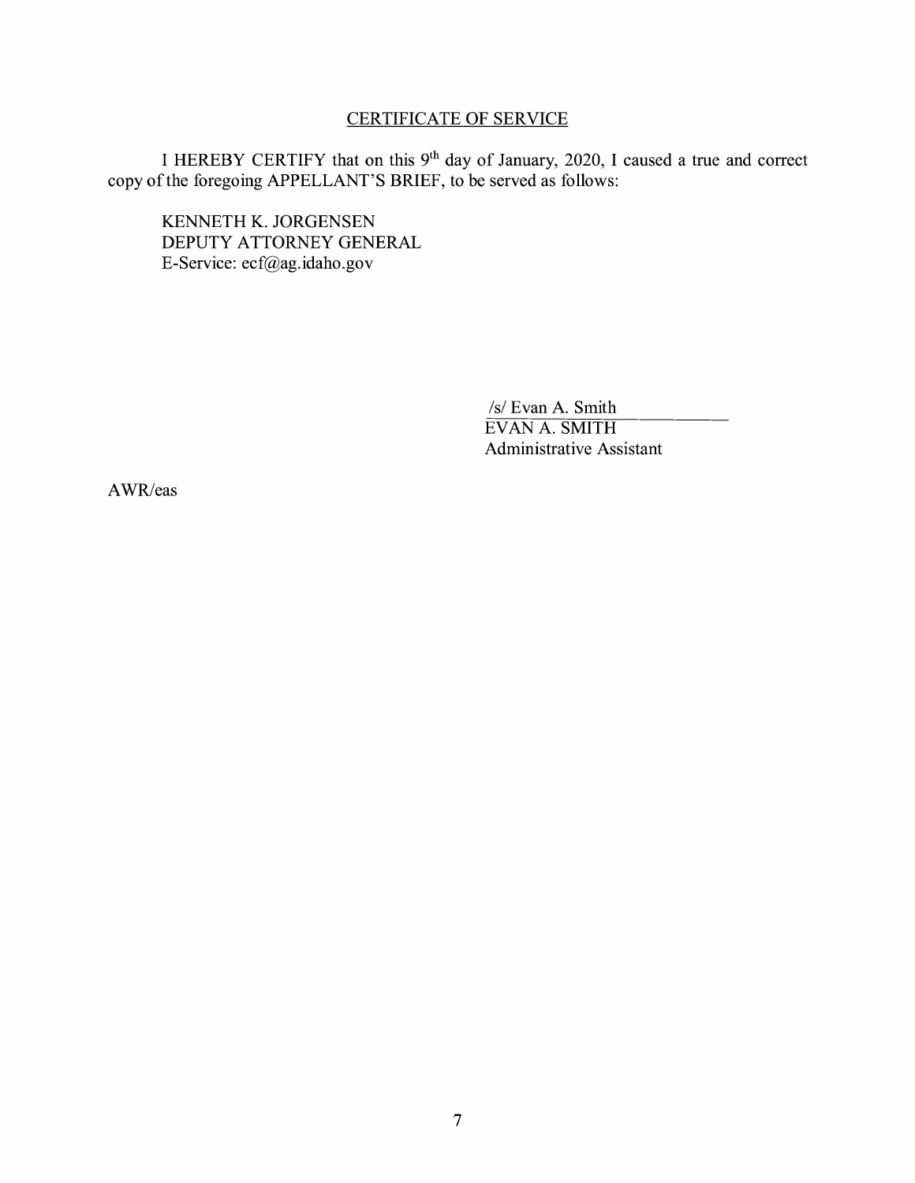## CERTIFICATE OF SERVICE

I HEREBY CERTIFY that on this 9th day of January, 2020, I caused a true and correct copy of the foregoing APPELLANT'S BRIEF, to be served as follows:

KENNETH K. JORGENSEN
DEPUTY ATTORNEY GENERAL
E-Service: ecf@ag.idaho.gov

/s/ Evan A. Smith
EVAN A. SMITH
Administrative Assistant

AWR/eas